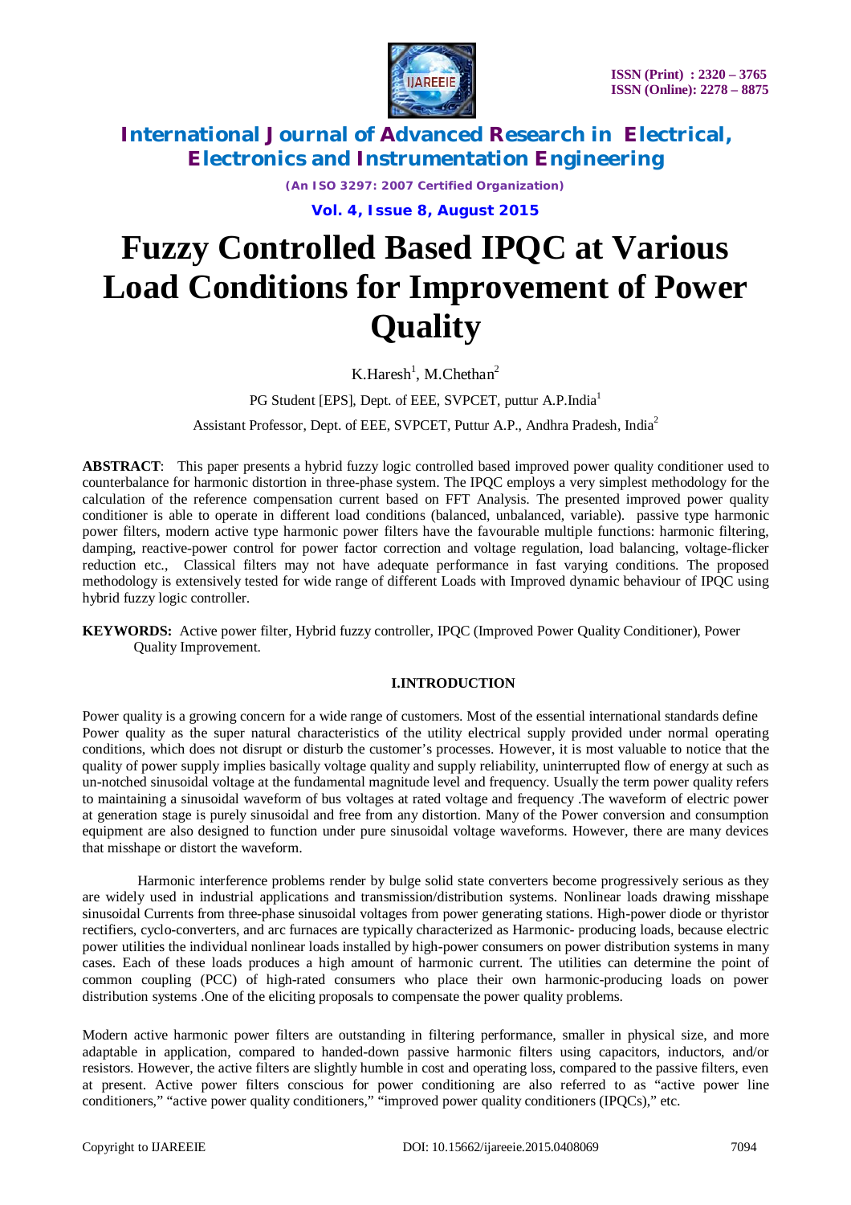# Fuzzy Controlled Based IPQC at Various Load Conditions for Improvement of Power Quality

K.Haresh[1], M.Chethan[2]

PG Student [EPS], Dept. of EEE, SVPCET, puttur A.P.India[1]

Assistant Professor, Dept. of EEE, SVPCET, Puttur A.P., Andhra Pradesh, India[2]

**ABSTRACT**: This paper presents a hybrid fuzzy logic controlled based improved power quality conditioner used to counterbalance for harmonic distortion in three-phase system. The IPQC employs a very simplest methodology for the calculation of the reference compensation current based on FFT Analysis. The presented improved power quality conditioner is able to operate in different load conditions (balanced, unbalanced, variable). passive type harmonic power filters, modern active type harmonic power filters have the favourable multiple functions: harmonic filtering, damping, reactive-power control for power factor correction and voltage regulation, load balancing, voltage-flicker reduction etc., Classical filters may not have adequate performance in fast varying conditions. The proposed methodology is extensively tested for wide range of different Loads with Improved dynamic behaviour of IPQC using hybrid fuzzy logic controller.

**KEYWORDS:** Active power filter, Hybrid fuzzy controller, IPQC (Improved Power Quality Conditioner), Power Quality Improvement.

## I.INTRODUCTION

Power quality is a growing concern for a wide range of customers. Most of the essential international standards define Power quality as the super natural characteristics of the utility electrical supply provided under normal operating conditions, which does not disrupt or disturb the customer's processes. However, it is most valuable to notice that the quality of power supply implies basically voltage quality and supply reliability, uninterrupted flow of energy at such as un-notched sinusoidal voltage at the fundamental magnitude level and frequency. Usually the term power quality refers to maintaining a sinusoidal waveform of bus voltages at rated voltage and frequency .The waveform of electric power at generation stage is purely sinusoidal and free from any distortion. Many of the Power conversion and consumption equipment are also designed to function under pure sinusoidal voltage waveforms. However, there are many devices that misshape or distort the waveform.

Harmonic interference problems render by bulge solid state converters become progressively serious as they are widely used in industrial applications and transmission/distribution systems. Nonlinear loads drawing misshape sinusoidal Currents from three-phase sinusoidal voltages from power generating stations. High-power diode or thyristor rectifiers, cyclo-converters, and arc furnaces are typically characterized as Harmonic- producing loads, because electric power utilities the individual nonlinear loads installed by high-power consumers on power distribution systems in many cases. Each of these loads produces a high amount of harmonic current. The utilities can determine the point of common coupling (PCC) of high-rated consumers who place their own harmonic-producing loads on power distribution systems .One of the eliciting proposals to compensate the power quality problems.

Modern active harmonic power filters are outstanding in filtering performance, smaller in physical size, and more adaptable in application, compared to handed-down passive harmonic filters using capacitors, inductors, and/or resistors. However, the active filters are slightly humble in cost and operating loss, compared to the passive filters, even at present. Active power filters conscious for power conditioning are also referred to as "active power line conditioners," "active power quality conditioners," "improved power quality conditioners (IPQCs)," etc.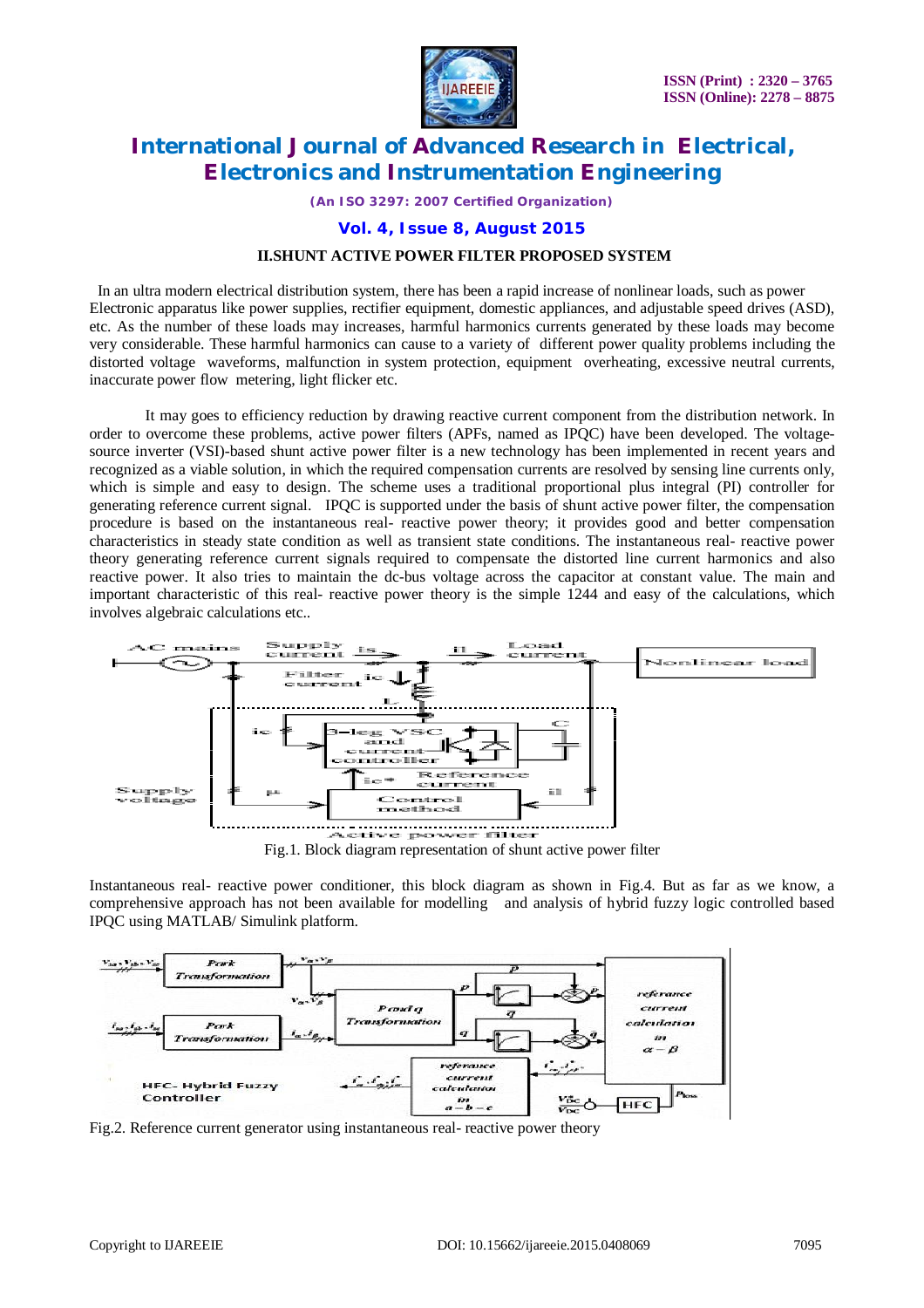## II.SHUNT ACTIVE POWER FILTER PROPOSED SYSTEM

In an ultra modern electrical distribution system, there has been a rapid increase of nonlinear loads, such as power Electronic apparatus like power supplies, rectifier equipment, domestic appliances, and adjustable speed drives (ASD), etc. As the number of these loads may increases, harmful harmonics currents generated by these loads may become very considerable. These harmful harmonics can cause to a variety of different power quality problems including the distorted voltage waveforms, malfunction in system protection, equipment overheating, excessive neutral currents, inaccurate power flow metering, light flicker etc.

It may goes to efficiency reduction by drawing reactive current component from the distribution network. In order to overcome these problems, active power filters (APFs, named as IPQC) have been developed. The voltage-source inverter (VSI)-based shunt active power filter is a new technology has been implemented in recent years and recognized as a viable solution, in which the required compensation currents are resolved by sensing line currents only, which is simple and easy to design. The scheme uses a traditional proportional plus integral (PI) controller for generating reference current signal. IPQC is supported under the basis of shunt active power filter, the compensation procedure is based on the instantaneous real- reactive power theory; it provides good and better compensation characteristics in steady state condition as well as transient state conditions. The instantaneous real- reactive power theory generating reference current signals required to compensate the distorted line current harmonics and also reactive power. It also tries to maintain the dc-bus voltage across the capacitor at constant value. The main and important characteristic of this real- reactive power theory is the simple 1244 and easy of the calculations, which involves algebraic calculations etc..

Fig.1. Block diagram representation of shunt active power filter

Instantaneous real- reactive power conditioner, this block diagram as shown in Fig.4. But as far as we know, a comprehensive approach has not been available for modelling and analysis of hybrid fuzzy logic controlled based IPQC using MATLAB/ Simulink platform.

Fig.2. Reference current generator using instantaneous real- reactive power theory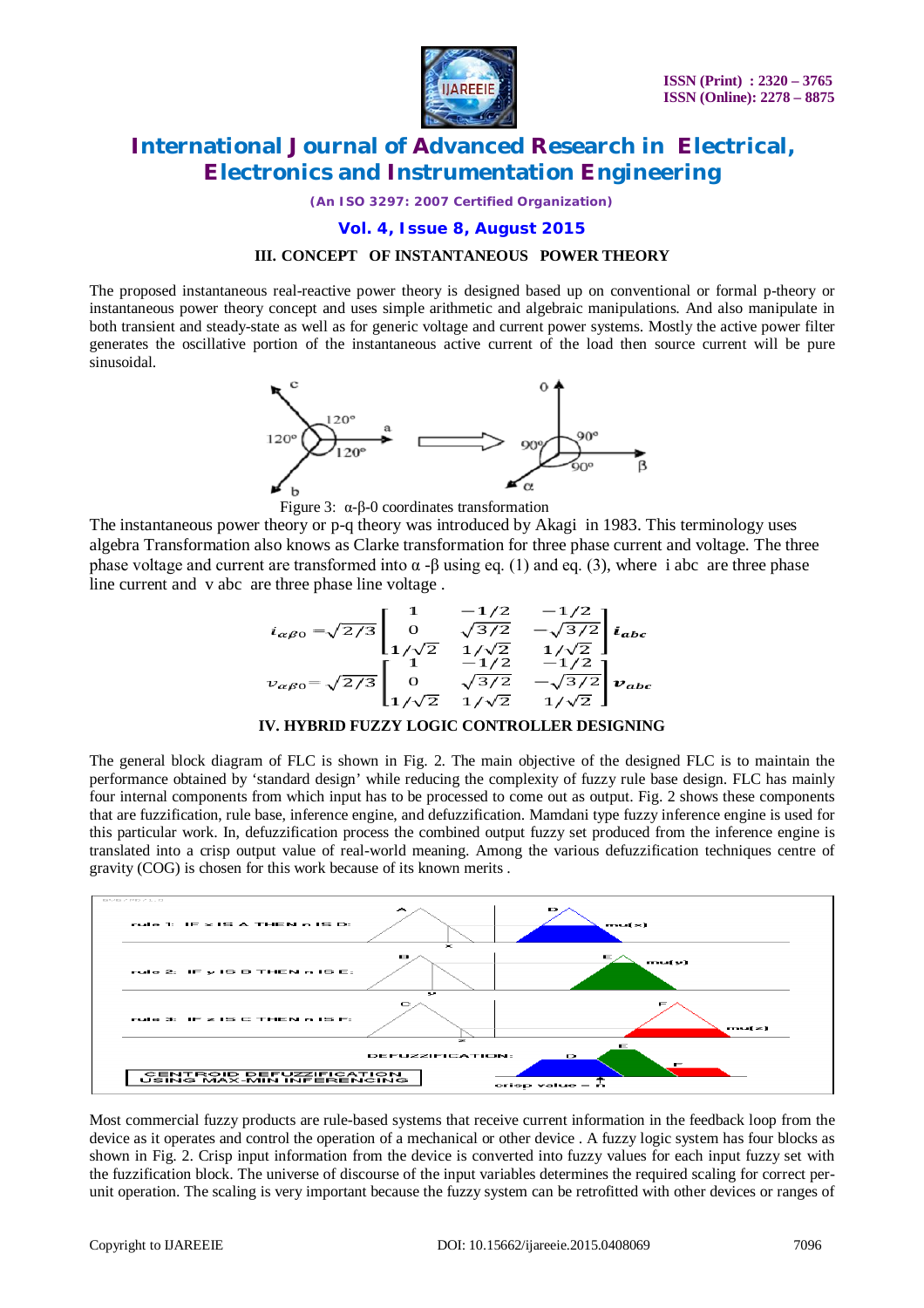## III. CONCEPT OF INSTANTANEOUS POWER THEORY

The proposed instantaneous real-reactive power theory is designed based up on conventional or formal p-theory or instantaneous power theory concept and uses simple arithmetic and algebraic manipulations. And also manipulate in both transient and steady-state as well as for generic voltage and current power systems. Mostly the active power filter generates the oscillative portion of the instantaneous active current of the load then source current will be pure sinusoidal.

Figure 3: α-β-0 coordinates transformation

The instantaneous power theory or p-q theory was introduced by Akagi in 1983. This terminology uses algebra Transformation also knows as Clarke transformation for three phase current and voltage. The three phase voltage and current are transformed into α -β using eq. (1) and eq. (3), where i abc are three phase line current and v abc are three phase line voltage .

$$i_{\alpha\beta 0} = \sqrt{2/3}\begin{bmatrix} 1 & -1/2 & -1/2 \\ 0 & \sqrt{3/2} & -\sqrt{3/2} \\ 1/\sqrt{2} & 1/\sqrt{2} & 1/\sqrt{2} \end{bmatrix} i_{abc}$$

$$v_{\alpha\beta 0} = \sqrt{2/3}\begin{bmatrix} 1 & -1/2 & -1/2 \\ 0 & \sqrt{3/2} & -\sqrt{3/2} \\ 1/\sqrt{2} & 1/\sqrt{2} & 1/\sqrt{2} \end{bmatrix} v_{abc}$$

## IV. HYBRID FUZZY LOGIC CONTROLLER DESIGNING

The general block diagram of FLC is shown in Fig. 2. The main objective of the designed FLC is to maintain the performance obtained by 'standard design' while reducing the complexity of fuzzy rule base design. FLC has mainly four internal components from which input has to be processed to come out as output. Fig. 2 shows these components that are fuzzification, rule base, inference engine, and defuzzification. Mamdani type fuzzy inference engine is used for this particular work. In, defuzzification process the combined output fuzzy set produced from the inference engine is translated into a crisp output value of real-world meaning. Among the various defuzzification techniques centre of gravity (COG) is chosen for this work because of its known merits .

Most commercial fuzzy products are rule-based systems that receive current information in the feedback loop from the device as it operates and control the operation of a mechanical or other device . A fuzzy logic system has four blocks as shown in Fig. 2. Crisp input information from the device is converted into fuzzy values for each input fuzzy set with the fuzzification block. The universe of discourse of the input variables determines the required scaling for correct per-unit operation. The scaling is very important because the fuzzy system can be retrofitted with other devices or ranges of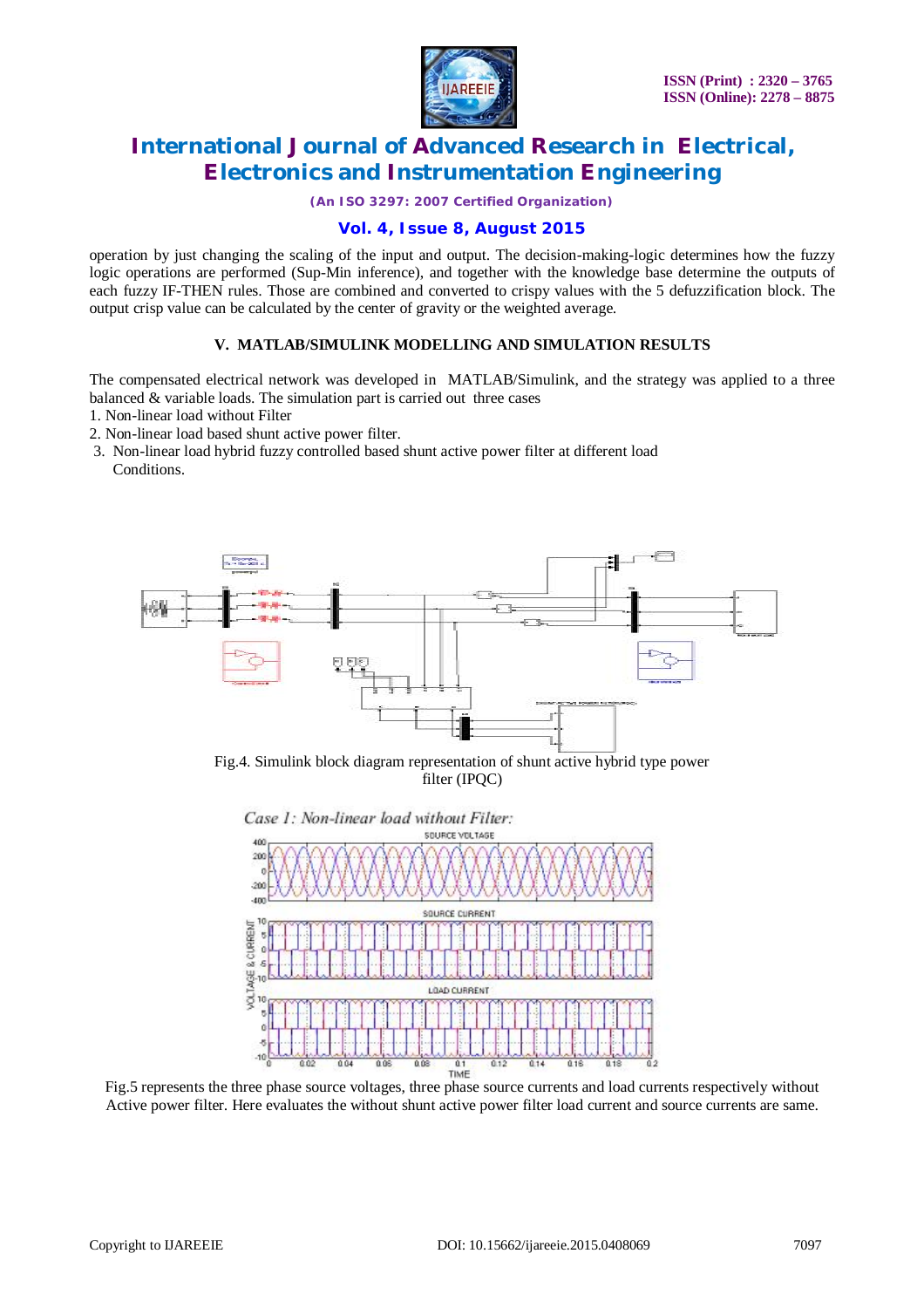operation by just changing the scaling of the input and output. The decision-making-logic determines how the fuzzy logic operations are performed (Sup-Min inference), and together with the knowledge base determine the outputs of each fuzzy IF-THEN rules. Those are combined and converted to crispy values with the 5 defuzzification block. The output crisp value can be calculated by the center of gravity or the weighted average.

## V. MATLAB/SIMULINK MODELLING AND SIMULATION RESULTS

The compensated electrical network was developed in MATLAB/Simulink, and the strategy was applied to a three balanced & variable loads. The simulation part is carried out three cases

1. Non-linear load without Filter
2. Non-linear load based shunt active power filter.
3. Non-linear load hybrid fuzzy controlled based shunt active power filter at different load Conditions.

Fig.4. Simulink block diagram representation of shunt active hybrid type power filter (IPQC)

*Case 1: Non-linear load without Filter:*

Fig.5 represents the three phase source voltages, three phase source currents and load currents respectively without Active power filter. Here evaluates the without shunt active power filter load current and source currents are same.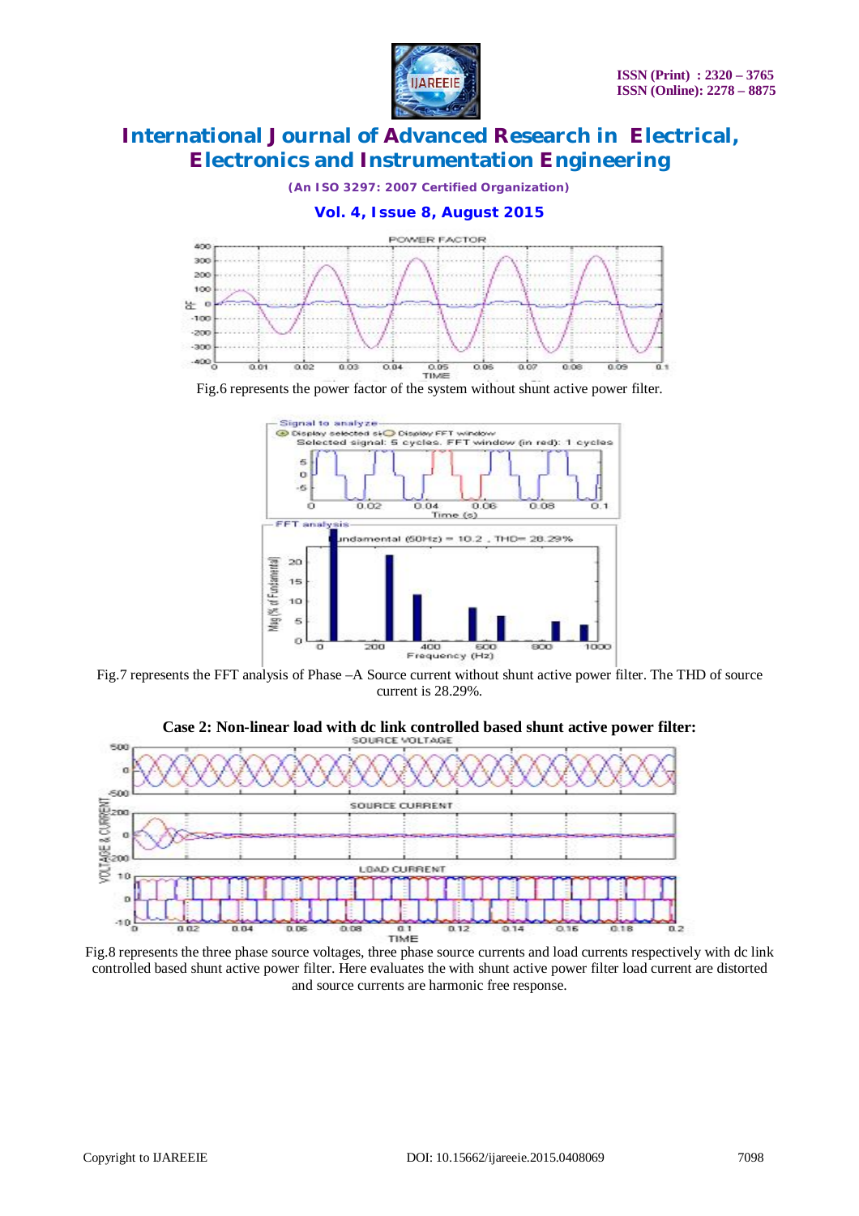Fig.6 represents the power factor of the system without shunt active power filter.

Fig.7 represents the FFT analysis of Phase –A Source current without shunt active power filter. The THD of source current is 28.29%.

**Case 2: Non-linear load with dc link controlled based shunt active power filter:**

Fig.8 represents the three phase source voltages, three phase source currents and load currents respectively with dc link controlled based shunt active power filter. Here evaluates the with shunt active power filter load current are distorted and source currents are harmonic free response.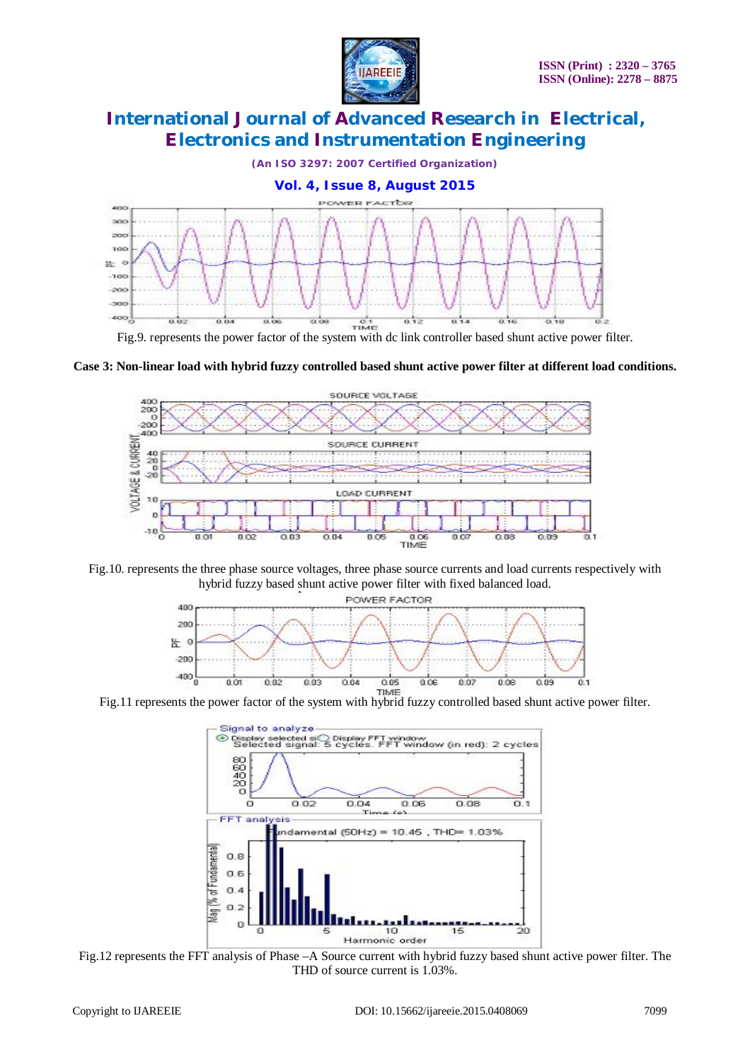Fig.9. represents the power factor of the system with dc link controller based shunt active power filter.

**Case 3: Non-linear load with hybrid fuzzy controlled based shunt active power filter at different load conditions.**

Fig.10. represents the three phase source voltages, three phase source currents and load currents respectively with hybrid fuzzy based shunt active power filter with fixed balanced load.

Fig.11 represents the power factor of the system with hybrid fuzzy controlled based shunt active power filter.

Fig.12 represents the FFT analysis of Phase –A Source current with hybrid fuzzy based shunt active power filter. The THD of source current is 1.03%.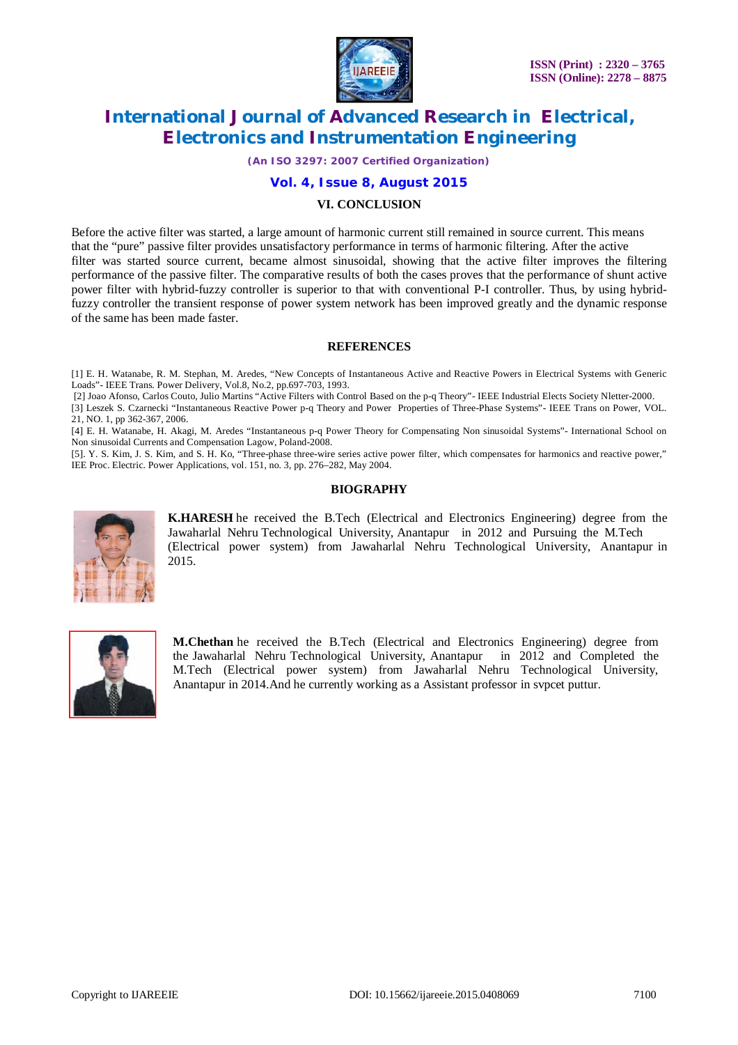## VI. CONCLUSION

Before the active filter was started, a large amount of harmonic current still remained in source current. This means that the "pure" passive filter provides unsatisfactory performance in terms of harmonic filtering. After the active filter was started source current, became almost sinusoidal, showing that the active filter improves the filtering performance of the passive filter. The comparative results of both the cases proves that the performance of shunt active power filter with hybrid-fuzzy controller is superior to that with conventional P-I controller. Thus, by using hybrid-fuzzy controller the transient response of power system network has been improved greatly and the dynamic response of the same has been made faster.

## REFERENCES

[1] E. H. Watanabe, R. M. Stephan, M. Aredes, "New Concepts of Instantaneous Active and Reactive Powers in Electrical Systems with Generic Loads"- IEEE Trans. Power Delivery, Vol.8, No.2, pp.697-703, 1993.

[2] Joao Afonso, Carlos Couto, Julio Martins "Active Filters with Control Based on the p-q Theory"- IEEE Industrial Elects Society Nletter-2000.

[3] Leszek S. Czarnecki "Instantaneous Reactive Power p-q Theory and Power Properties of Three-Phase Systems"- IEEE Trans on Power, VOL. 21, NO. 1, pp 362-367, 2006.

[4] E. H. Watanabe, H. Akagi, M. Aredes "Instantaneous p-q Power Theory for Compensating Non sinusoidal Systems"- International School on Non sinusoidal Currents and Compensation Lagow, Poland-2008.

[5]. Y. S. Kim, J. S. Kim, and S. H. Ko, "Three-phase three-wire series active power filter, which compensates for harmonics and reactive power," IEE Proc. Electric. Power Applications, vol. 151, no. 3, pp. 276–282, May 2004.

## BIOGRAPHY

**K.HARESH** he received the B.Tech (Electrical and Electronics Engineering) degree from the Jawaharlal Nehru Technological University, Anantapur in 2012 and Pursuing the M.Tech (Electrical power system) from Jawaharlal Nehru Technological University, Anantapur in 2015.

**M.Chethan** he received the B.Tech (Electrical and Electronics Engineering) degree from the Jawaharlal Nehru Technological University, Anantapur in 2012 and Completed the M.Tech (Electrical power system) from Jawaharlal Nehru Technological University, Anantapur in 2014.And he currently working as a Assistant professor in svpcet puttur.